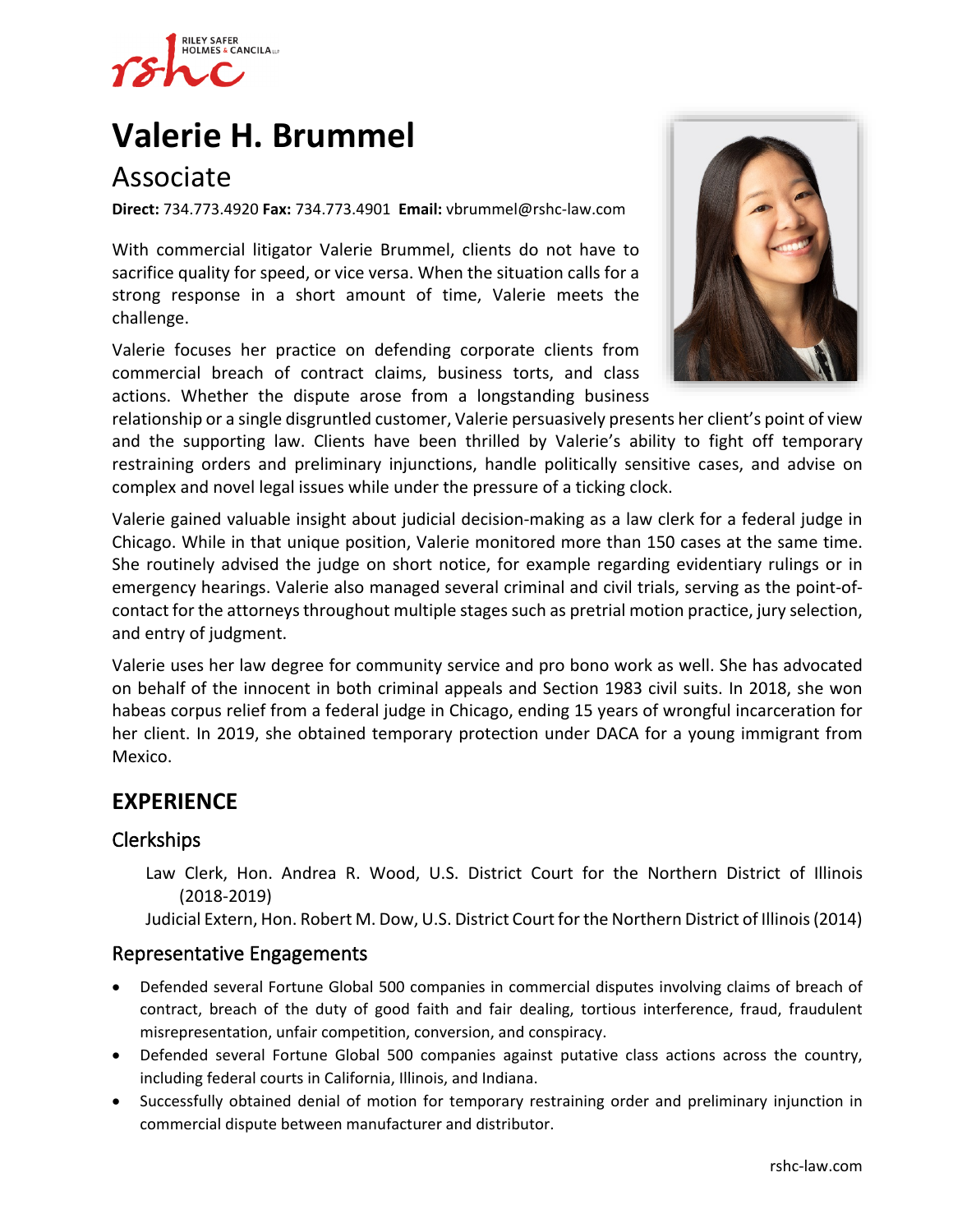RILEY SAFER HOLMES & CANCILA LLP

# Valerie H. Brummel

## Associate

**Direct:** 734.773.4920 **Fax:** 734.773.4901 **Email:** vbrummel@rshc-law.com

With commercial litigator Valerie Brummel, clients do not have to sacrifice quality for speed, or vice versa. When the situation calls for a strong response in a short amount of time, Valerie meets the challenge.

Valerie focuses her practice on defending corporate clients from commercial breach of contract claims, business torts, and class actions. Whether the dispute arose from a longstanding business relationship or a single disgruntled customer, Valerie persuasively presents her client's point of view and the supporting law. Clients have been thrilled by Valerie's ability to fight off temporary restraining orders and preliminary injunctions, handle politically sensitive cases, and advise on complex and novel legal issues while under the pressure of a ticking clock.

Valerie gained valuable insight about judicial decision-making as a law clerk for a federal judge in Chicago. While in that unique position, Valerie monitored more than 150 cases at the same time. She routinely advised the judge on short notice, for example regarding evidentiary rulings or in emergency hearings. Valerie also managed several criminal and civil trials, serving as the point-of-contact for the attorneys throughout multiple stages such as pretrial motion practice, jury selection, and entry of judgment.

Valerie uses her law degree for community service and pro bono work as well. She has advocated on behalf of the innocent in both criminal appeals and Section 1983 civil suits. In 2018, she won habeas corpus relief from a federal judge in Chicago, ending 15 years of wrongful incarceration for her client. In 2019, she obtained temporary protection under DACA for a young immigrant from Mexico.

## EXPERIENCE

### Clerkships

Law Clerk, Hon. Andrea R. Wood, U.S. District Court for the Northern District of Illinois (2018-2019)

Judicial Extern, Hon. Robert M. Dow, U.S. District Court for the Northern District of Illinois (2014)

### Representative Engagements

- Defended several Fortune Global 500 companies in commercial disputes involving claims of breach of contract, breach of the duty of good faith and fair dealing, tortious interference, fraud, fraudulent misrepresentation, unfair competition, conversion, and conspiracy.
- Defended several Fortune Global 500 companies against putative class actions across the country, including federal courts in California, Illinois, and Indiana.
- Successfully obtained denial of motion for temporary restraining order and preliminary injunction in commercial dispute between manufacturer and distributor.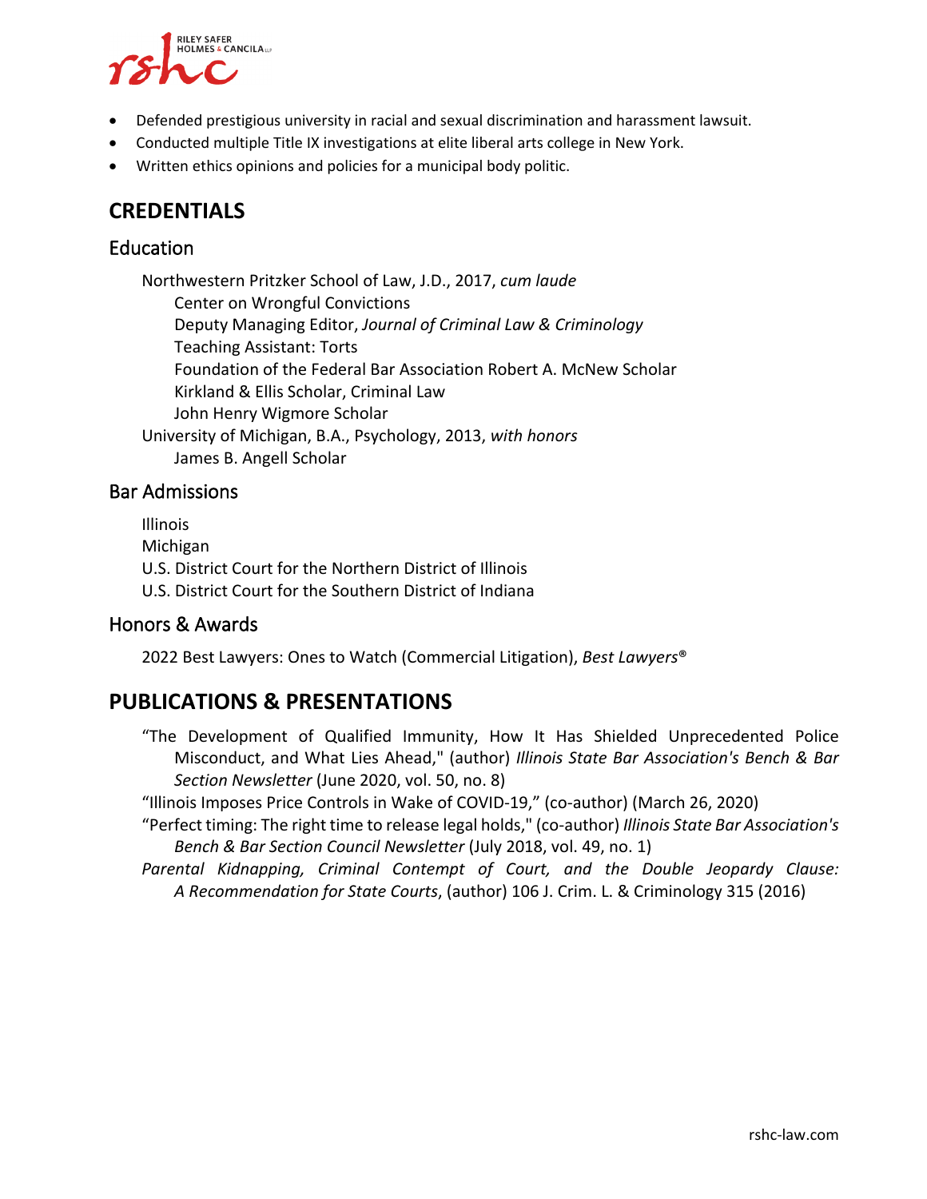- Defended prestigious university in racial and sexual discrimination and harassment lawsuit.
- Conducted multiple Title IX investigations at elite liberal arts college in New York.
- Written ethics opinions and policies for a municipal body politic.

## CREDENTIALS

### Education

Northwestern Pritzker School of Law, J.D., 2017, *cum laude*
- Center on Wrongful Convictions
- Deputy Managing Editor, *Journal of Criminal Law & Criminology*
- Teaching Assistant: Torts
- Foundation of the Federal Bar Association Robert A. McNew Scholar
- Kirkland & Ellis Scholar, Criminal Law
- John Henry Wigmore Scholar

University of Michigan, B.A., Psychology, 2013, *with honors*
- James B. Angell Scholar

### Bar Admissions

Illinois
Michigan
U.S. District Court for the Northern District of Illinois
U.S. District Court for the Southern District of Indiana

### Honors & Awards

2022 Best Lawyers: Ones to Watch (Commercial Litigation), *Best Lawyers®*

## PUBLICATIONS & PRESENTATIONS

"The Development of Qualified Immunity, How It Has Shielded Unprecedented Police Misconduct, and What Lies Ahead," (author) *Illinois State Bar Association's Bench & Bar Section Newsletter* (June 2020, vol. 50, no. 8)

"Illinois Imposes Price Controls in Wake of COVID-19," (co-author) (March 26, 2020)

"Perfect timing: The right time to release legal holds," (co-author) *Illinois State Bar Association's Bench & Bar Section Council Newsletter* (July 2018, vol. 49, no. 1)

*Parental Kidnapping, Criminal Contempt of Court, and the Double Jeopardy Clause: A Recommendation for State Courts*, (author) 106 J. Crim. L. & Criminology 315 (2016)